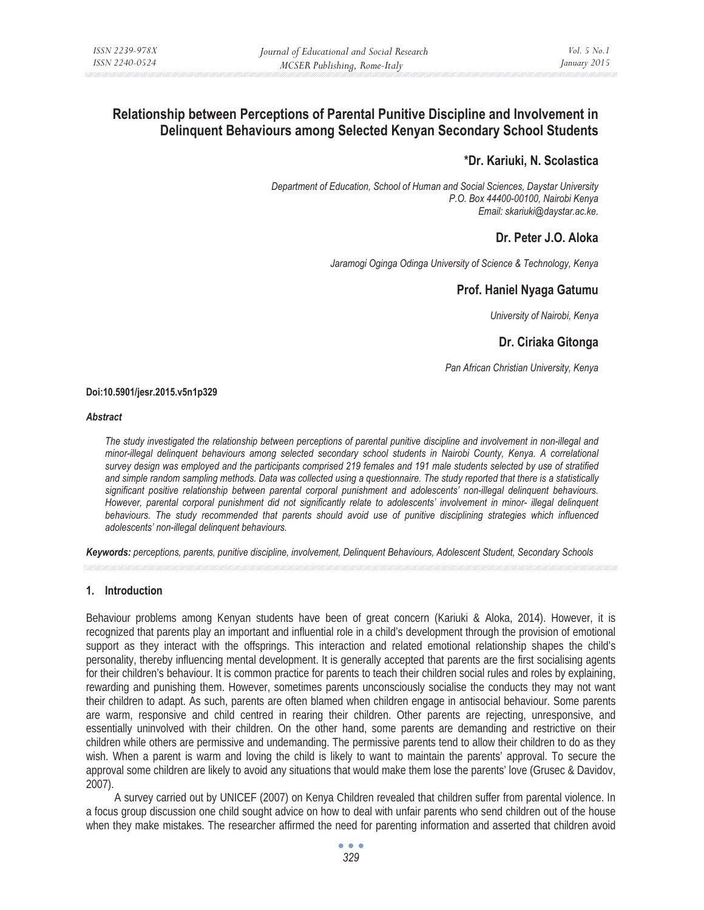# Relationship between Perceptions of Parental Punitive Discipline and Involvement in Delinquent Behaviours among Selected Kenyan Secondary School Students

**\*Dr. Kariuki, N. Scolastica**

*Department of Education, School of Human and Social Sciences, Daystar University*
*P.O. Box 44400-00100, Nairobi Kenya*
*Email: skariuki@daystar.ac.ke.*

**Dr. Peter J.O. Aloka**

*Jaramogi Oginga Odinga University of Science & Technology, Kenya*

**Prof. Haniel Nyaga Gatumu**

*University of Nairobi, Kenya*

**Dr. Ciriaka Gitonga**

*Pan African Christian University, Kenya*

**Doi:10.5901/jesr.2015.v5n1p329**

***Abstract***

*The study investigated the relationship between perceptions of parental punitive discipline and involvement in non-illegal and minor-illegal delinquent behaviours among selected secondary school students in Nairobi County, Kenya. A correlational survey design was employed and the participants comprised 219 females and 191 male students selected by use of stratified and simple random sampling methods. Data was collected using a questionnaire. The study reported that there is a statistically significant positive relationship between parental corporal punishment and adolescents' non-illegal delinquent behaviours. However, parental corporal punishment did not significantly relate to adolescents' involvement in minor- illegal delinquent behaviours. The study recommended that parents should avoid use of punitive disciplining strategies which influenced adolescents' non-illegal delinquent behaviours.*

***Keywords:*** *perceptions, parents, punitive discipline, involvement, Delinquent Behaviours, Adolescent Student, Secondary Schools*

## 1. Introduction

Behaviour problems among Kenyan students have been of great concern (Kariuki & Aloka, 2014). However, it is recognized that parents play an important and influential role in a child's development through the provision of emotional support as they interact with the offsprings. This interaction and related emotional relationship shapes the child's personality, thereby influencing mental development. It is generally accepted that parents are the first socialising agents for their children's behaviour. It is common practice for parents to teach their children social rules and roles by explaining, rewarding and punishing them. However, sometimes parents unconsciously socialise the conducts they may not want their children to adapt. As such, parents are often blamed when children engage in antisocial behaviour. Some parents are warm, responsive and child centred in rearing their children. Other parents are rejecting, unresponsive, and essentially uninvolved with their children. On the other hand, some parents are demanding and restrictive on their children while others are permissive and undemanding. The permissive parents tend to allow their children to do as they wish. When a parent is warm and loving the child is likely to want to maintain the parents' approval. To secure the approval some children are likely to avoid any situations that would make them lose the parents' love (Grusec & Davidov, 2007).

A survey carried out by UNICEF (2007) on Kenya Children revealed that children suffer from parental violence. In a focus group discussion one child sought advice on how to deal with unfair parents who send children out of the house when they make mistakes. The researcher affirmed the need for parenting information and asserted that children avoid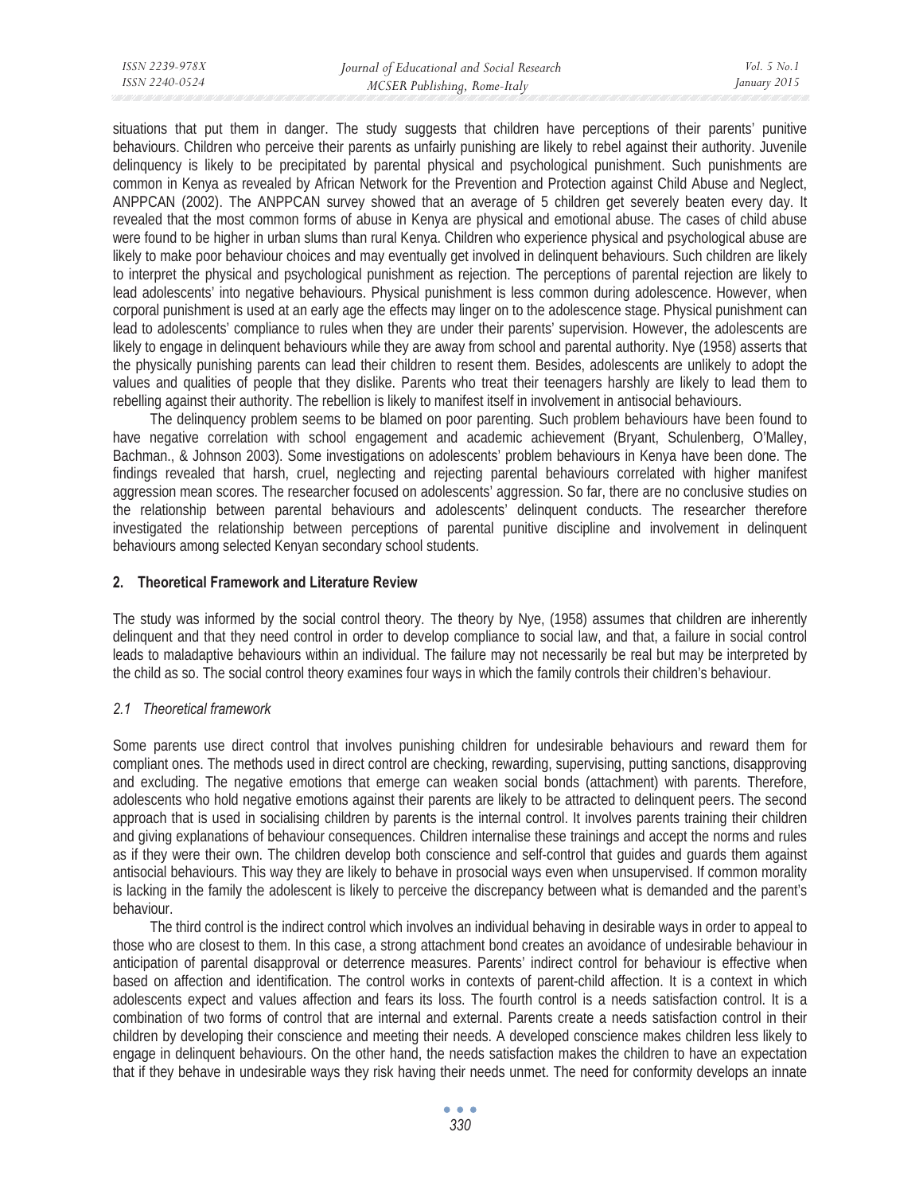situations that put them in danger. The study suggests that children have perceptions of their parents' punitive behaviours. Children who perceive their parents as unfairly punishing are likely to rebel against their authority. Juvenile delinquency is likely to be precipitated by parental physical and psychological punishment. Such punishments are common in Kenya as revealed by African Network for the Prevention and Protection against Child Abuse and Neglect, ANPPCAN (2002). The ANPPCAN survey showed that an average of 5 children get severely beaten every day. It revealed that the most common forms of abuse in Kenya are physical and emotional abuse. The cases of child abuse were found to be higher in urban slums than rural Kenya. Children who experience physical and psychological abuse are likely to make poor behaviour choices and may eventually get involved in delinquent behaviours. Such children are likely to interpret the physical and psychological punishment as rejection. The perceptions of parental rejection are likely to lead adolescents' into negative behaviours. Physical punishment is less common during adolescence. However, when corporal punishment is used at an early age the effects may linger on to the adolescence stage. Physical punishment can lead to adolescents' compliance to rules when they are under their parents' supervision. However, the adolescents are likely to engage in delinquent behaviours while they are away from school and parental authority. Nye (1958) asserts that the physically punishing parents can lead their children to resent them. Besides, adolescents are unlikely to adopt the values and qualities of people that they dislike. Parents who treat their teenagers harshly are likely to lead them to rebelling against their authority. The rebellion is likely to manifest itself in involvement in antisocial behaviours.

The delinquency problem seems to be blamed on poor parenting. Such problem behaviours have been found to have negative correlation with school engagement and academic achievement (Bryant, Schulenberg, O'Malley, Bachman., & Johnson 2003). Some investigations on adolescents' problem behaviours in Kenya have been done. The findings revealed that harsh, cruel, neglecting and rejecting parental behaviours correlated with higher manifest aggression mean scores. The researcher focused on adolescents' aggression. So far, there are no conclusive studies on the relationship between parental behaviours and adolescents' delinquent conducts. The researcher therefore investigated the relationship between perceptions of parental punitive discipline and involvement in delinquent behaviours among selected Kenyan secondary school students.

## 2. Theoretical Framework and Literature Review

The study was informed by the social control theory. The theory by Nye, (1958) assumes that children are inherently delinquent and that they need control in order to develop compliance to social law, and that, a failure in social control leads to maladaptive behaviours within an individual. The failure may not necessarily be real but may be interpreted by the child as so. The social control theory examines four ways in which the family controls their children's behaviour.

### *2.1 Theoretical framework*

Some parents use direct control that involves punishing children for undesirable behaviours and reward them for compliant ones. The methods used in direct control are checking, rewarding, supervising, putting sanctions, disapproving and excluding. The negative emotions that emerge can weaken social bonds (attachment) with parents. Therefore, adolescents who hold negative emotions against their parents are likely to be attracted to delinquent peers. The second approach that is used in socialising children by parents is the internal control. It involves parents training their children and giving explanations of behaviour consequences. Children internalise these trainings and accept the norms and rules as if they were their own. The children develop both conscience and self-control that guides and guards them against antisocial behaviours. This way they are likely to behave in prosocial ways even when unsupervised. If common morality is lacking in the family the adolescent is likely to perceive the discrepancy between what is demanded and the parent's behaviour.

The third control is the indirect control which involves an individual behaving in desirable ways in order to appeal to those who are closest to them. In this case, a strong attachment bond creates an avoidance of undesirable behaviour in anticipation of parental disapproval or deterrence measures. Parents' indirect control for behaviour is effective when based on affection and identification. The control works in contexts of parent-child affection. It is a context in which adolescents expect and values affection and fears its loss. The fourth control is a needs satisfaction control. It is a combination of two forms of control that are internal and external. Parents create a needs satisfaction control in their children by developing their conscience and meeting their needs. A developed conscience makes children less likely to engage in delinquent behaviours. On the other hand, the needs satisfaction makes the children to have an expectation that if they behave in undesirable ways they risk having their needs unmet. The need for conformity develops an innate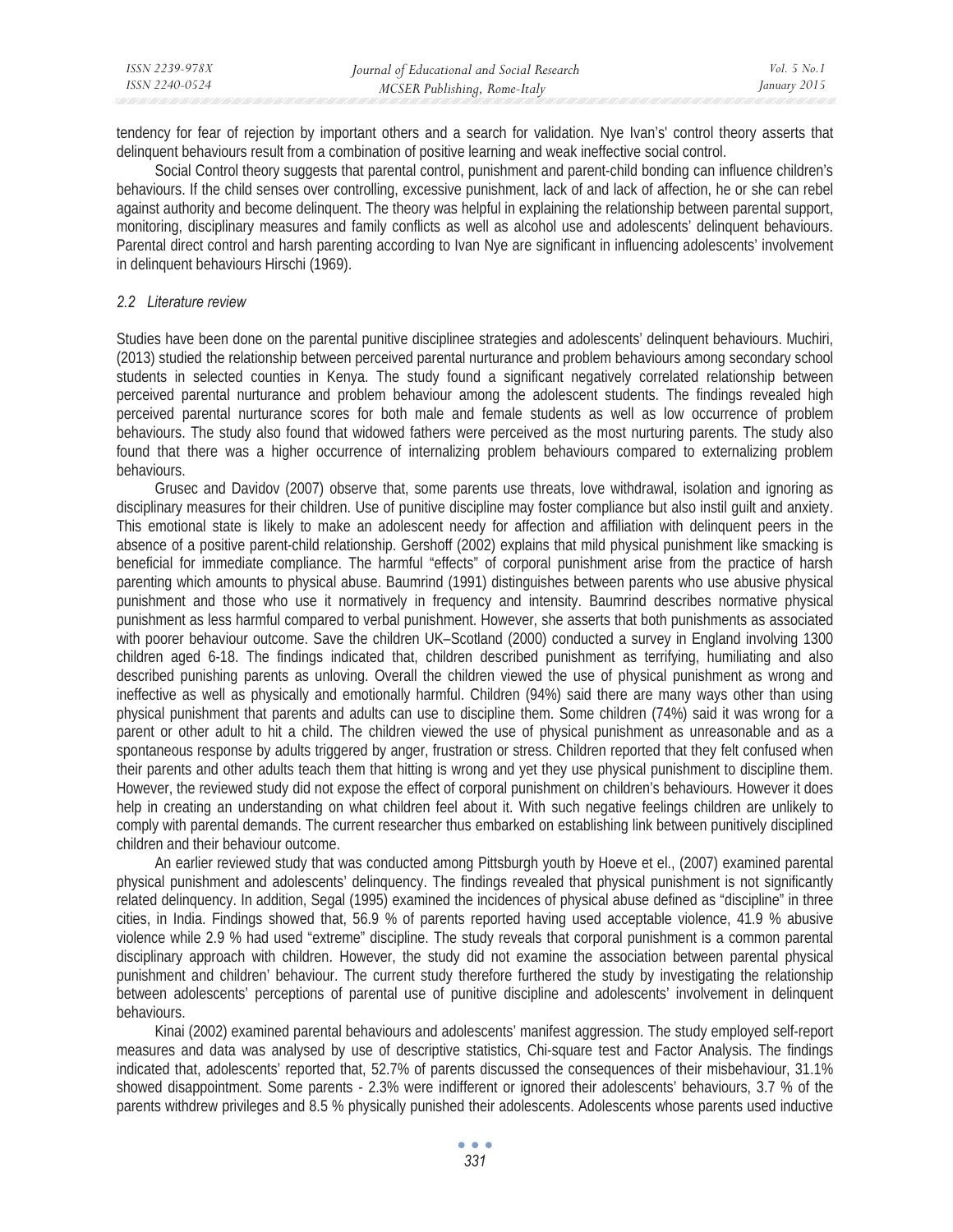tendency for fear of rejection by important others and a search for validation. Nye Ivan's' control theory asserts that delinquent behaviours result from a combination of positive learning and weak ineffective social control.

Social Control theory suggests that parental control, punishment and parent-child bonding can influence children's behaviours. If the child senses over controlling, excessive punishment, lack of and lack of affection, he or she can rebel against authority and become delinquent. The theory was helpful in explaining the relationship between parental support, monitoring, disciplinary measures and family conflicts as well as alcohol use and adolescents' delinquent behaviours. Parental direct control and harsh parenting according to Ivan Nye are significant in influencing adolescents' involvement in delinquent behaviours Hirschi (1969).

### *2.2 Literature review*

Studies have been done on the parental punitive disciplinee strategies and adolescents' delinquent behaviours. Muchiri, (2013) studied the relationship between perceived parental nurturance and problem behaviours among secondary school students in selected counties in Kenya. The study found a significant negatively correlated relationship between perceived parental nurturance and problem behaviour among the adolescent students. The findings revealed high perceived parental nurturance scores for both male and female students as well as low occurrence of problem behaviours. The study also found that widowed fathers were perceived as the most nurturing parents. The study also found that there was a higher occurrence of internalizing problem behaviours compared to externalizing problem behaviours.

Grusec and Davidov (2007) observe that, some parents use threats, love withdrawal, isolation and ignoring as disciplinary measures for their children. Use of punitive discipline may foster compliance but also instil guilt and anxiety. This emotional state is likely to make an adolescent needy for affection and affiliation with delinquent peers in the absence of a positive parent-child relationship. Gershoff (2002) explains that mild physical punishment like smacking is beneficial for immediate compliance. The harmful "effects" of corporal punishment arise from the practice of harsh parenting which amounts to physical abuse. Baumrind (1991) distinguishes between parents who use abusive physical punishment and those who use it normatively in frequency and intensity. Baumrind describes normative physical punishment as less harmful compared to verbal punishment. However, she asserts that both punishments as associated with poorer behaviour outcome. Save the children UK–Scotland (2000) conducted a survey in England involving 1300 children aged 6-18. The findings indicated that, children described punishment as terrifying, humiliating and also described punishing parents as unloving. Overall the children viewed the use of physical punishment as wrong and ineffective as well as physically and emotionally harmful. Children (94%) said there are many ways other than using physical punishment that parents and adults can use to discipline them. Some children (74%) said it was wrong for a parent or other adult to hit a child. The children viewed the use of physical punishment as unreasonable and as a spontaneous response by adults triggered by anger, frustration or stress. Children reported that they felt confused when their parents and other adults teach them that hitting is wrong and yet they use physical punishment to discipline them. However, the reviewed study did not expose the effect of corporal punishment on children's behaviours. However it does help in creating an understanding on what children feel about it. With such negative feelings children are unlikely to comply with parental demands. The current researcher thus embarked on establishing link between punitively disciplined children and their behaviour outcome.

An earlier reviewed study that was conducted among Pittsburgh youth by Hoeve et el., (2007) examined parental physical punishment and adolescents' delinquency. The findings revealed that physical punishment is not significantly related delinquency. In addition, Segal (1995) examined the incidences of physical abuse defined as "discipline" in three cities, in India. Findings showed that, 56.9 % of parents reported having used acceptable violence, 41.9 % abusive violence while 2.9 % had used "extreme" discipline. The study reveals that corporal punishment is a common parental disciplinary approach with children. However, the study did not examine the association between parental physical punishment and children' behaviour. The current study therefore furthered the study by investigating the relationship between adolescents' perceptions of parental use of punitive discipline and adolescents' involvement in delinquent behaviours.

Kinai (2002) examined parental behaviours and adolescents' manifest aggression. The study employed self-report measures and data was analysed by use of descriptive statistics, Chi-square test and Factor Analysis. The findings indicated that, adolescents' reported that, 52.7% of parents discussed the consequences of their misbehaviour, 31.1% showed disappointment. Some parents - 2.3% were indifferent or ignored their adolescents' behaviours, 3.7 % of the parents withdrew privileges and 8.5 % physically punished their adolescents. Adolescents whose parents used inductive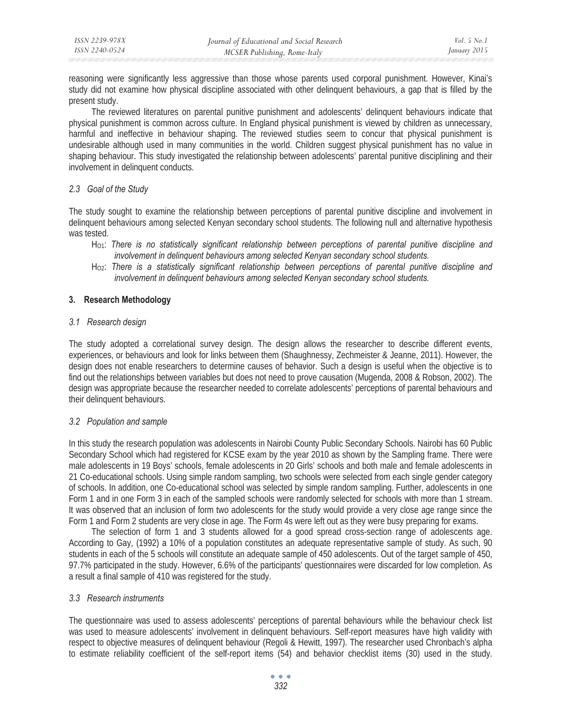reasoning were significantly less aggressive than those whose parents used corporal punishment. However, Kinai's study did not examine how physical discipline associated with other delinquent behaviours, a gap that is filled by the present study.

The reviewed literatures on parental punitive punishment and adolescents' delinquent behaviours indicate that physical punishment is common across culture. In England physical punishment is viewed by children as unnecessary, harmful and ineffective in behaviour shaping. The reviewed studies seem to concur that physical punishment is undesirable although used in many communities in the world. Children suggest physical punishment has no value in shaping behaviour. This study investigated the relationship between adolescents' parental punitive disciplining and their involvement in delinquent conducts.

### *2.3 Goal of the Study*

The study sought to examine the relationship between perceptions of parental punitive discipline and involvement in delinquent behaviours among selected Kenyan secondary school students. The following null and alternative hypothesis was tested.

- $H_{O1}$: *There is no statistically significant relationship between perceptions of parental punitive discipline and involvement in delinquent behaviours among selected Kenyan secondary school students.*
- $H_{O2}$: *There is a statistically significant relationship between perceptions of parental punitive discipline and involvement in delinquent behaviours among selected Kenyan secondary school students.*

## 3. Research Methodology

### *3.1 Research design*

The study adopted a correlational survey design. The design allows the researcher to describe different events, experiences, or behaviours and look for links between them (Shaughnessy, Zechmeister & Jeanne, 2011). However, the design does not enable researchers to determine causes of behavior. Such a design is useful when the objective is to find out the relationships between variables but does not need to prove causation (Mugenda, 2008 & Robson, 2002). The design was appropriate because the researcher needed to correlate adolescents' perceptions of parental behaviours and their delinquent behaviours.

### *3.2 Population and sample*

In this study the research population was adolescents in Nairobi County Public Secondary Schools. Nairobi has 60 Public Secondary School which had registered for KCSE exam by the year 2010 as shown by the Sampling frame. There were male adolescents in 19 Boys' schools, female adolescents in 20 Girls' schools and both male and female adolescents in 21 Co-educational schools. Using simple random sampling, two schools were selected from each single gender category of schools. In addition, one Co-educational school was selected by simple random sampling. Further, adolescents in one Form 1 and in one Form 3 in each of the sampled schools were randomly selected for schools with more than 1 stream. It was observed that an inclusion of form two adolescents for the study would provide a very close age range since the Form 1 and Form 2 students are very close in age. The Form 4s were left out as they were busy preparing for exams.

The selection of form 1 and 3 students allowed for a good spread cross-section range of adolescents age. According to Gay, (1992) a 10% of a population constitutes an adequate representative sample of study. As such, 90 students in each of the 5 schools will constitute an adequate sample of 450 adolescents. Out of the target sample of 450, 97.7% participated in the study. However, 6.6% of the participants' questionnaires were discarded for low completion. As a result a final sample of 410 was registered for the study.

### *3.3 Research instruments*

The questionnaire was used to assess adolescents' perceptions of parental behaviours while the behaviour check list was used to measure adolescents' involvement in delinquent behaviours. Self-report measures have high validity with respect to objective measures of delinquent behaviour (Regoli & Hewitt, 1997). The researcher used Chronbach's alpha to estimate reliability coefficient of the self-report items (54) and behavior checklist items (30) used in the study.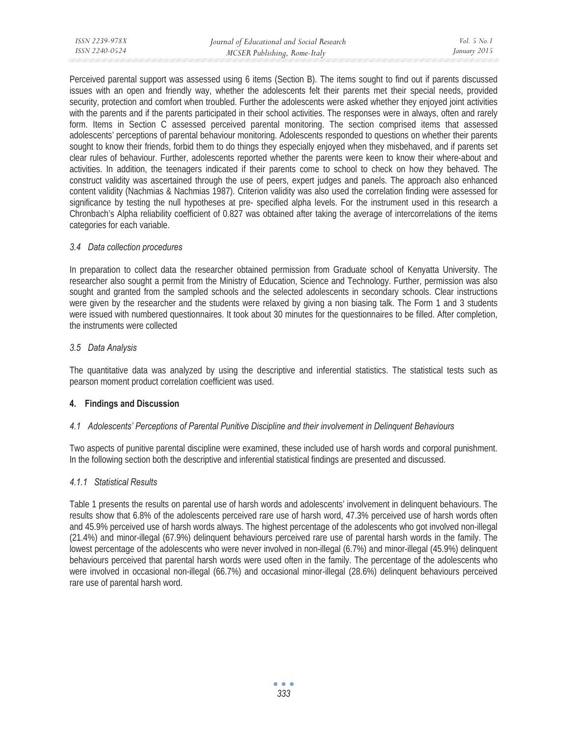Perceived parental support was assessed using 6 items (Section B). The items sought to find out if parents discussed issues with an open and friendly way, whether the adolescents felt their parents met their special needs, provided security, protection and comfort when troubled. Further the adolescents were asked whether they enjoyed joint activities with the parents and if the parents participated in their school activities. The responses were in always, often and rarely form. Items in Section C assessed perceived parental monitoring. The section comprised items that assessed adolescents' perceptions of parental behaviour monitoring. Adolescents responded to questions on whether their parents sought to know their friends, forbid them to do things they especially enjoyed when they misbehaved, and if parents set clear rules of behaviour. Further, adolescents reported whether the parents were keen to know their where-about and activities. In addition, the teenagers indicated if their parents come to school to check on how they behaved. The construct validity was ascertained through the use of peers, expert judges and panels. The approach also enhanced content validity (Nachmias & Nachmias 1987). Criterion validity was also used the correlation finding were assessed for significance by testing the null hypotheses at pre- specified alpha levels. For the instrument used in this research a Chronbach's Alpha reliability coefficient of 0.827 was obtained after taking the average of intercorrelations of the items categories for each variable.

### *3.4 Data collection procedures*

In preparation to collect data the researcher obtained permission from Graduate school of Kenyatta University. The researcher also sought a permit from the Ministry of Education, Science and Technology. Further, permission was also sought and granted from the sampled schools and the selected adolescents in secondary schools. Clear instructions were given by the researcher and the students were relaxed by giving a non biasing talk. The Form 1 and 3 students were issued with numbered questionnaires. It took about 30 minutes for the questionnaires to be filled. After completion, the instruments were collected

### *3.5 Data Analysis*

The quantitative data was analyzed by using the descriptive and inferential statistics. The statistical tests such as pearson moment product correlation coefficient was used.

## 4. Findings and Discussion

### *4.1 Adolescents' Perceptions of Parental Punitive Discipline and their involvement in Delinquent Behaviours*

Two aspects of punitive parental discipline were examined, these included use of harsh words and corporal punishment. In the following section both the descriptive and inferential statistical findings are presented and discussed.

#### *4.1.1 Statistical Results*

Table 1 presents the results on parental use of harsh words and adolescents' involvement in delinquent behaviours. The results show that 6.8% of the adolescents perceived rare use of harsh word, 47.3% perceived use of harsh words often and 45.9% perceived use of harsh words always. The highest percentage of the adolescents who got involved non-illegal (21.4%) and minor-illegal (67.9%) delinquent behaviours perceived rare use of parental harsh words in the family. The lowest percentage of the adolescents who were never involved in non-illegal (6.7%) and minor-illegal (45.9%) delinquent behaviours perceived that parental harsh words were used often in the family. The percentage of the adolescents who were involved in occasional non-illegal (66.7%) and occasional minor-illegal (28.6%) delinquent behaviours perceived rare use of parental harsh word.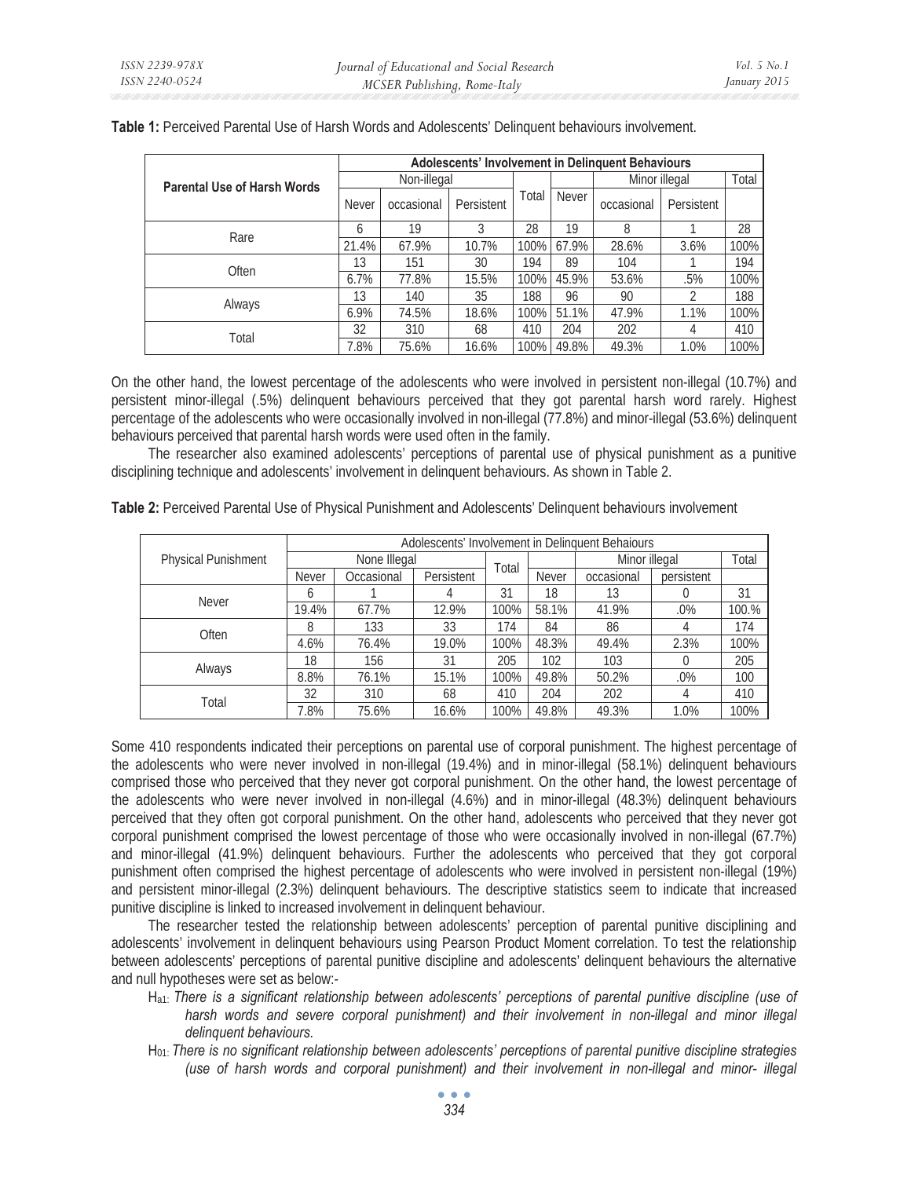**Table 1:** Perceived Parental Use of Harsh Words and Adolescents' Delinquent behaviours involvement.

| Parental Use of Harsh Words | Adolescents' Involvement in Delinquent Behaviours | | | | | | | |
|---|---|---|---|---|---|---|---|---|
| | Non-illegal | | | Total | Never | Minor illegal | | Total |
| | Never | occasional | Persistent | | | occasional | Persistent | |
| Rare | 6 | 19 | 3 | 28 | 19 | 8 | 1 | 28 |
| | 21.4% | 67.9% | 10.7% | 100% | 67.9% | 28.6% | 3.6% | 100% |
| Often | 13 | 151 | 30 | 194 | 89 | 104 | 1 | 194 |
| | 6.7% | 77.8% | 15.5% | 100% | 45.9% | 53.6% | .5% | 100% |
| Always | 13 | 140 | 35 | 188 | 96 | 90 | 2 | 188 |
| | 6.9% | 74.5% | 18.6% | 100% | 51.1% | 47.9% | 1.1% | 100% |
| Total | 32 | 310 | 68 | 410 | 204 | 202 | 4 | 410 |
| | 7.8% | 75.6% | 16.6% | 100% | 49.8% | 49.3% | 1.0% | 100% |

On the other hand, the lowest percentage of the adolescents who were involved in persistent non-illegal (10.7%) and persistent minor-illegal (.5%) delinquent behaviours perceived that they got parental harsh word rarely. Highest percentage of the adolescents who were occasionally involved in non-illegal (77.8%) and minor-illegal (53.6%) delinquent behaviours perceived that parental harsh words were used often in the family.

The researcher also examined adolescents' perceptions of parental use of physical punishment as a punitive disciplining technique and adolescents' involvement in delinquent behaviours. As shown in Table 2.

**Table 2:** Perceived Parental Use of Physical Punishment and Adolescents' Delinquent behaviours involvement

| Physical Punishment | Adolescents' Involvement in Delinquent Behaiours | | | | | | | |
|---|---|---|---|---|---|---|---|---|
| | None Illegal | | | Total | | Minor illegal | | Total |
| | Never | Occasional | Persistent | | Never | occasional | persistent | |
| Never | 6 | 1 | 4 | 31 | 18 | 13 | 0 | 31 |
| | 19.4% | 67.7% | 12.9% | 100% | 58.1% | 41.9% | .0% | 100.% |
| Often | 8 | 133 | 33 | 174 | 84 | 86 | 4 | 174 |
| | 4.6% | 76.4% | 19.0% | 100% | 48.3% | 49.4% | 2.3% | 100% |
| Always | 18 | 156 | 31 | 205 | 102 | 103 | 0 | 205 |
| | 8.8% | 76.1% | 15.1% | 100% | 49.8% | 50.2% | .0% | 100 |
| Total | 32 | 310 | 68 | 410 | 204 | 202 | 4 | 410 |
| | 7.8% | 75.6% | 16.6% | 100% | 49.8% | 49.3% | 1.0% | 100% |

Some 410 respondents indicated their perceptions on parental use of corporal punishment. The highest percentage of the adolescents who were never involved in non-illegal (19.4%) and in minor-illegal (58.1%) delinquent behaviours comprised those who perceived that they never got corporal punishment. On the other hand, the lowest percentage of the adolescents who were never involved in non-illegal (4.6%) and in minor-illegal (48.3%) delinquent behaviours perceived that they often got corporal punishment. On the other hand, adolescents who perceived that they never got corporal punishment comprised the lowest percentage of those who were occasionally involved in non-illegal (67.7%) and minor-illegal (41.9%) delinquent behaviours. Further the adolescents who perceived that they got corporal punishment often comprised the highest percentage of adolescents who were involved in persistent non-illegal (19%) and persistent minor-illegal (2.3%) delinquent behaviours. The descriptive statistics seem to indicate that increased punitive discipline is linked to increased involvement in delinquent behaviour.

The researcher tested the relationship between adolescents' perception of parental punitive disciplining and adolescents' involvement in delinquent behaviours using Pearson Product Moment correlation. To test the relationship between adolescents' perceptions of parental punitive discipline and adolescents' delinquent behaviours the alternative and null hypotheses were set as below:-

$H_{a1}$: *There is a significant relationship between adolescents' perceptions of parental punitive discipline (use of harsh words and severe corporal punishment) and their involvement in non-illegal and minor illegal delinquent behaviours.*

$H_{01}$: *There is no significant relationship between adolescents' perceptions of parental punitive discipline strategies (use of harsh words and corporal punishment) and their involvement in non-illegal and minor- illegal*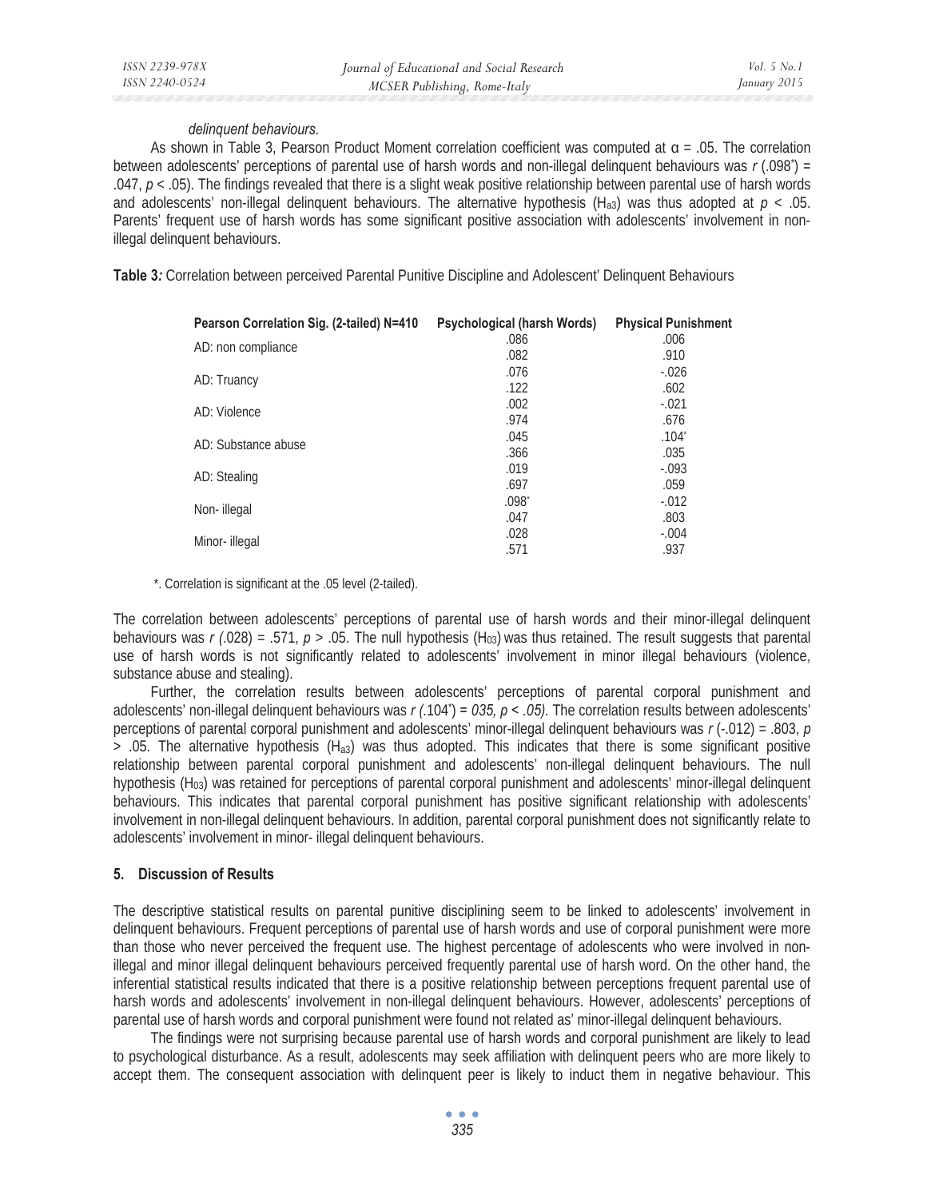*delinquent behaviours.*

As shown in Table 3, Pearson Product Moment correlation coefficient was computed at $\alpha = .05$. The correlation between adolescents' perceptions of parental use of harsh words and non-illegal delinquent behaviours was $r$ (.098*) = .047, $p < .05$). The findings revealed that there is a slight weak positive relationship between parental use of harsh words and adolescents' non-illegal delinquent behaviours. The alternative hypothesis ($H_{a3}$) was thus adopted at $p < .05$. Parents' frequent use of harsh words has some significant positive association with adolescents' involvement in non-illegal delinquent behaviours.

**Table 3***:* Correlation between perceived Parental Punitive Discipline and Adolescent' Delinquent Behaviours

| Pearson Correlation Sig. (2-tailed) N=410 | Psychological (harsh Words) | Physical Punishment |
|---|---|---|
| AD: non compliance | .086 | .006 |
| | .082 | .910 |
| AD: Truancy | .076 | -.026 |
| | .122 | .602 |
| AD: Violence | .002 | -.021 |
| | .974 | .676 |
| AD: Substance abuse | .045 | .104* |
| | .366 | .035 |
| AD: Stealing | .019 | -.093 |
| | .697 | .059 |
| Non- illegal | .098* | -.012 |
| | .047 | .803 |
| Minor- illegal | .028 | -.004 |
| | .571 | .937 |

*. Correlation is significant at the .05 level (2-tailed).

The correlation between adolescents' perceptions of parental use of harsh words and their minor-illegal delinquent behaviours was $r$ (.028) = .571, $p > .05$. The null hypothesis ($H_{03}$) was thus retained. The result suggests that parental use of harsh words is not significantly related to adolescents' involvement in minor illegal behaviours (violence, substance abuse and stealing).

Further, the correlation results between adolescents' perceptions of parental corporal punishment and adolescents' non-illegal delinquent behaviours was $r$ (.104*) = *035, $p < .05$).* The correlation results between adolescents' perceptions of parental corporal punishment and adolescents' minor-illegal delinquent behaviours was $r$ (-.012) = .803, $p > .05$. The alternative hypothesis ($H_{a3}$) was thus adopted. This indicates that there is some significant positive relationship between parental corporal punishment and adolescents' non-illegal delinquent behaviours. The null hypothesis ($H_{03}$) was retained for perceptions of parental corporal punishment and adolescents' minor-illegal delinquent behaviours. This indicates that parental corporal punishment has positive significant relationship with adolescents' involvement in non-illegal delinquent behaviours. In addition, parental corporal punishment does not significantly relate to adolescents' involvement in minor- illegal delinquent behaviours.

## 5. Discussion of Results

The descriptive statistical results on parental punitive disciplining seem to be linked to adolescents' involvement in delinquent behaviours. Frequent perceptions of parental use of harsh words and use of corporal punishment were more than those who never perceived the frequent use. The highest percentage of adolescents who were involved in non-illegal and minor illegal delinquent behaviours perceived frequently parental use of harsh word. On the other hand, the inferential statistical results indicated that there is a positive relationship between perceptions frequent parental use of harsh words and adolescents' involvement in non-illegal delinquent behaviours. However, adolescents' perceptions of parental use of harsh words and corporal punishment were found not related as' minor-illegal delinquent behaviours.

The findings were not surprising because parental use of harsh words and corporal punishment are likely to lead to psychological disturbance. As a result, adolescents may seek affiliation with delinquent peers who are more likely to accept them. The consequent association with delinquent peer is likely to induct them in negative behaviour. This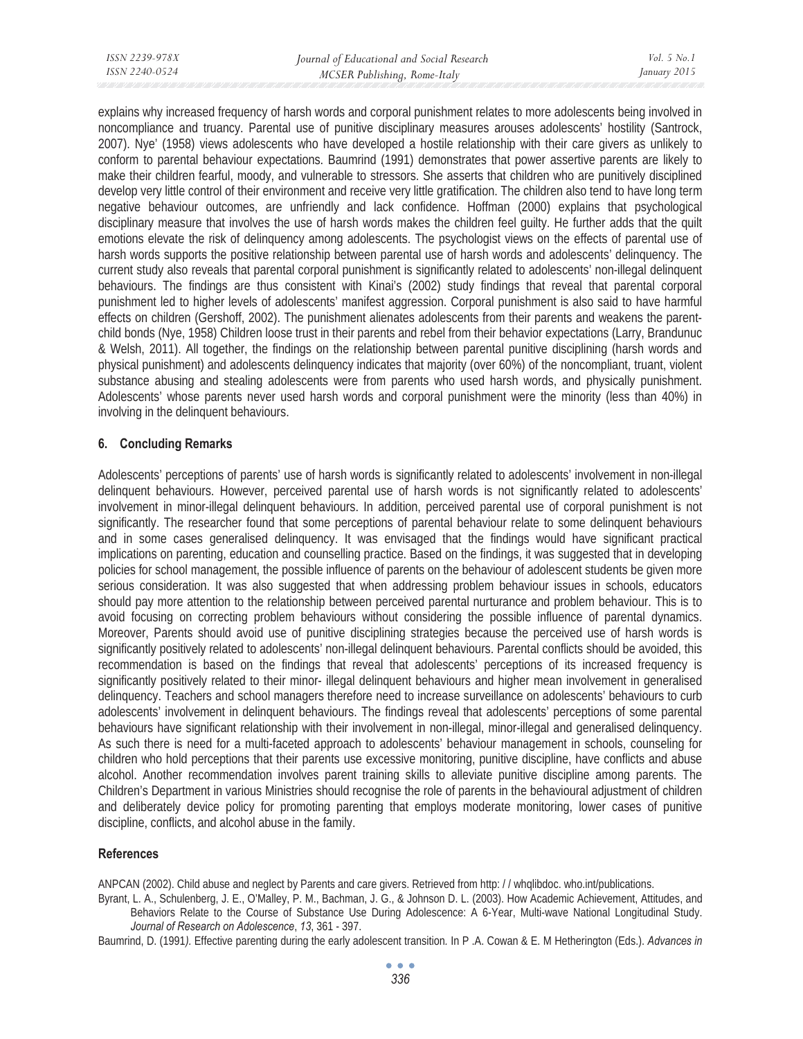explains why increased frequency of harsh words and corporal punishment relates to more adolescents being involved in noncompliance and truancy. Parental use of punitive disciplinary measures arouses adolescents' hostility (Santrock, 2007). Nye' (1958) views adolescents who have developed a hostile relationship with their care givers as unlikely to conform to parental behaviour expectations. Baumrind (1991) demonstrates that power assertive parents are likely to make their children fearful, moody, and vulnerable to stressors. She asserts that children who are punitively disciplined develop very little control of their environment and receive very little gratification. The children also tend to have long term negative behaviour outcomes, are unfriendly and lack confidence. Hoffman (2000) explains that psychological disciplinary measure that involves the use of harsh words makes the children feel guilty. He further adds that the quilt emotions elevate the risk of delinquency among adolescents. The psychologist views on the effects of parental use of harsh words supports the positive relationship between parental use of harsh words and adolescents' delinquency. The current study also reveals that parental corporal punishment is significantly related to adolescents' non-illegal delinquent behaviours. The findings are thus consistent with Kinai's (2002) study findings that reveal that parental corporal punishment led to higher levels of adolescents' manifest aggression. Corporal punishment is also said to have harmful effects on children (Gershoff, 2002). The punishment alienates adolescents from their parents and weakens the parent-child bonds (Nye, 1958) Children loose trust in their parents and rebel from their behavior expectations (Larry, Brandunuc & Welsh, 2011). All together, the findings on the relationship between parental punitive disciplining (harsh words and physical punishment) and adolescents delinquency indicates that majority (over 60%) of the noncompliant, truant, violent substance abusing and stealing adolescents were from parents who used harsh words, and physically punishment. Adolescents' whose parents never used harsh words and corporal punishment were the minority (less than 40%) in involving in the delinquent behaviours.

## 6. Concluding Remarks

Adolescents' perceptions of parents' use of harsh words is significantly related to adolescents' involvement in non-illegal delinquent behaviours. However, perceived parental use of harsh words is not significantly related to adolescents' involvement in minor-illegal delinquent behaviours. In addition, perceived parental use of corporal punishment is not significantly. The researcher found that some perceptions of parental behaviour relate to some delinquent behaviours and in some cases generalised delinquency. It was envisaged that the findings would have significant practical implications on parenting, education and counselling practice. Based on the findings, it was suggested that in developing policies for school management, the possible influence of parents on the behaviour of adolescent students be given more serious consideration. It was also suggested that when addressing problem behaviour issues in schools, educators should pay more attention to the relationship between perceived parental nurturance and problem behaviour. This is to avoid focusing on correcting problem behaviours without considering the possible influence of parental dynamics. Moreover, Parents should avoid use of punitive disciplining strategies because the perceived use of harsh words is significantly positively related to adolescents' non-illegal delinquent behaviours. Parental conflicts should be avoided, this recommendation is based on the findings that reveal that adolescents' perceptions of its increased frequency is significantly positively related to their minor- illegal delinquent behaviours and higher mean involvement in generalised delinquency. Teachers and school managers therefore need to increase surveillance on adolescents' behaviours to curb adolescents' involvement in delinquent behaviours. The findings reveal that adolescents' perceptions of some parental behaviours have significant relationship with their involvement in non-illegal, minor-illegal and generalised delinquency. As such there is need for a multi-faceted approach to adolescents' behaviour management in schools, counseling for children who hold perceptions that their parents use excessive monitoring, punitive discipline, have conflicts and abuse alcohol. Another recommendation involves parent training skills to alleviate punitive discipline among parents. The Children's Department in various Ministries should recognise the role of parents in the behavioural adjustment of children and deliberately device policy for promoting parenting that employs moderate monitoring, lower cases of punitive discipline, conflicts, and alcohol abuse in the family.

## References

ANPCAN (2002). Child abuse and neglect by Parents and care givers. Retrieved from http: / / whqlibdoc. who.int/publications.

Byrant, L. A., Schulenberg, J. E., O'Malley, P. M., Bachman, J. G., & Johnson D. L. (2003). How Academic Achievement, Attitudes, and Behaviors Relate to the Course of Substance Use During Adolescence: A 6-Year, Multi-wave National Longitudinal Study. *Journal of Research on Adolescence*, *13*, 361 - 397.

Baumrind, D. (1991). Effective parenting during the early adolescent transition. In P .A. Cowan & E. M Hetherington (Eds.). *Advances in*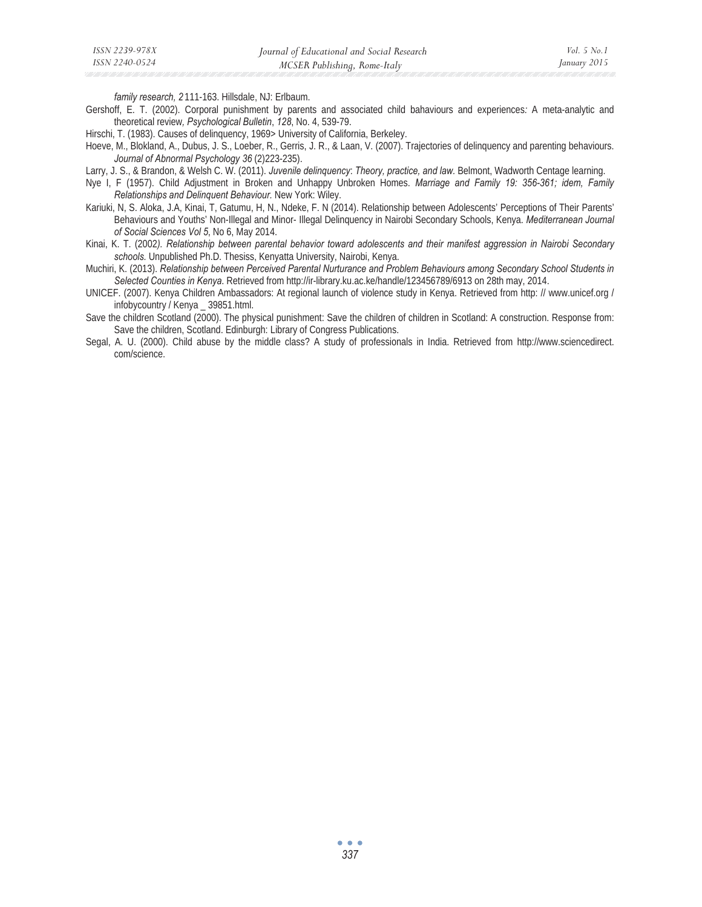*family research, 2* 111-163. Hillsdale, NJ: Erlbaum.

Gershoff, E. T. (2002). Corporal punishment by parents and associated child bahaviours and experiences*:* A meta-analytic and theoretical review*, Psychological Bulletin*, *128*, No. 4, 539-79.

Hirschi, T. (1983). Causes of delinquency, 1969> University of California, Berkeley.

Hoeve, M., Blokland, A., Dubus, J. S., Loeber, R., Gerris, J. R., & Laan, V. (2007). Trajectories of delinquency and parenting behaviours. *Journal of Abnormal Psychology 36* (2)223-235).

Larry, J. S., & Brandon, & Welsh C. W. (2011). *Juvenile delinquency*: *Theory, practice, and law.* Belmont, Wadworth Centage learning.

Nye I, F (1957). Child Adjustment in Broken and Unhappy Unbroken Homes. *Marriage and Family 19: 356-361; idem, Family Relationships and Delinquent Behaviour.* New York: Wiley.

Kariuki, N, S. Aloka, J.A, Kinai, T, Gatumu, H, N., Ndeke, F. N (2014). Relationship between Adolescents' Perceptions of Their Parents' Behaviours and Youths' Non-Illegal and Minor- Illegal Delinquency in Nairobi Secondary Schools, Kenya. *Mediterranean Journal of Social Sciences Vol 5*, No 6, May 2014.

Kinai, K. T. (2002*). Relationship between parental behavior toward adolescents and their manifest aggression in Nairobi Secondary schools.* Unpublished Ph.D. Thesiss, Kenyatta University, Nairobi, Kenya.

Muchiri, K. (2013). *Relationship between Perceived Parental Nurturance and Problem Behaviours among Secondary School Students in Selected Counties in Kenya*. Retrieved from http://ir-library.ku.ac.ke/handle/123456789/6913 on 28th may, 2014.

UNICEF. (2007). Kenya Children Ambassadors: At regional launch of violence study in Kenya. Retrieved from http: // www.unicef.org / infobycountry / Kenya _ 39851.html.

Save the children Scotland (2000). The physical punishment: Save the children of children in Scotland: A construction. Response from: Save the children, Scotland. Edinburgh: Library of Congress Publications.

Segal, A. U. (2000). Child abuse by the middle class? A study of professionals in India. Retrieved from http://www.sciencedirect.com/science.